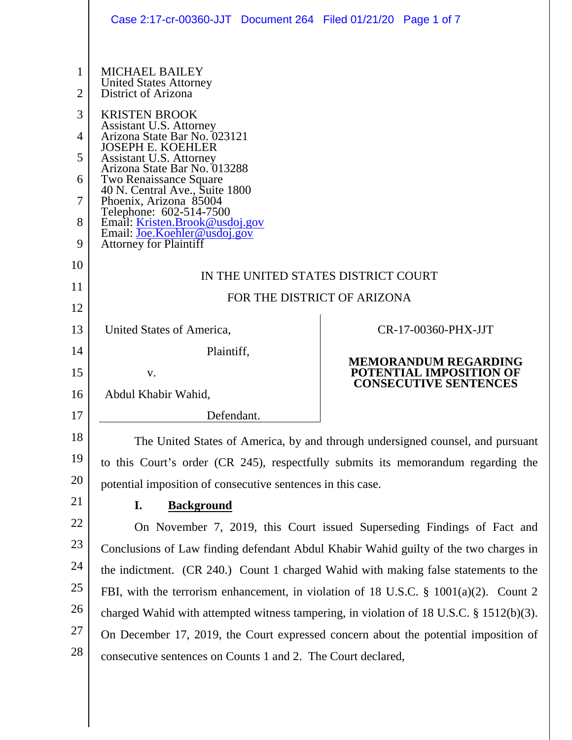MICHAEL BAILEY
United States Attorney
District of Arizona

KRISTEN BROOK
Assistant U.S. Attorney
Arizona State Bar No. 023121
JOSEPH E. KOEHLER
Assistant U.S. Attorney
Arizona State Bar No. 013288
Two Renaissance Square
40 N. Central Ave., Suite 1800
Phoenix, Arizona 85004
Telephone: 602-514-7500
Email: Kristen.Brook@usdoj.gov
Email: Joe.Koehler@usdoj.gov
Attorney for Plaintiff

IN THE UNITED STATES DISTRICT COURT

FOR THE DISTRICT OF ARIZONA

United States of America,

Plaintiff,

v.

Abdul Khabir Wahid,

Defendant.

CR-17-00360-PHX-JJT

**MEMORANDUM REGARDING POTENTIAL IMPOSITION OF CONSECUTIVE SENTENCES**

The United States of America, by and through undersigned counsel, and pursuant to this Court's order (CR 245), respectfully submits its memorandum regarding the potential imposition of consecutive sentences in this case.

## I. Background

On November 7, 2019, this Court issued Superseding Findings of Fact and Conclusions of Law finding defendant Abdul Khabir Wahid guilty of the two charges in the indictment. (CR 240.) Count 1 charged Wahid with making false statements to the FBI, with the terrorism enhancement, in violation of 18 U.S.C. § 1001(a)(2). Count 2 charged Wahid with attempted witness tampering, in violation of 18 U.S.C. § 1512(b)(3). On December 17, 2019, the Court expressed concern about the potential imposition of consecutive sentences on Counts 1 and 2. The Court declared,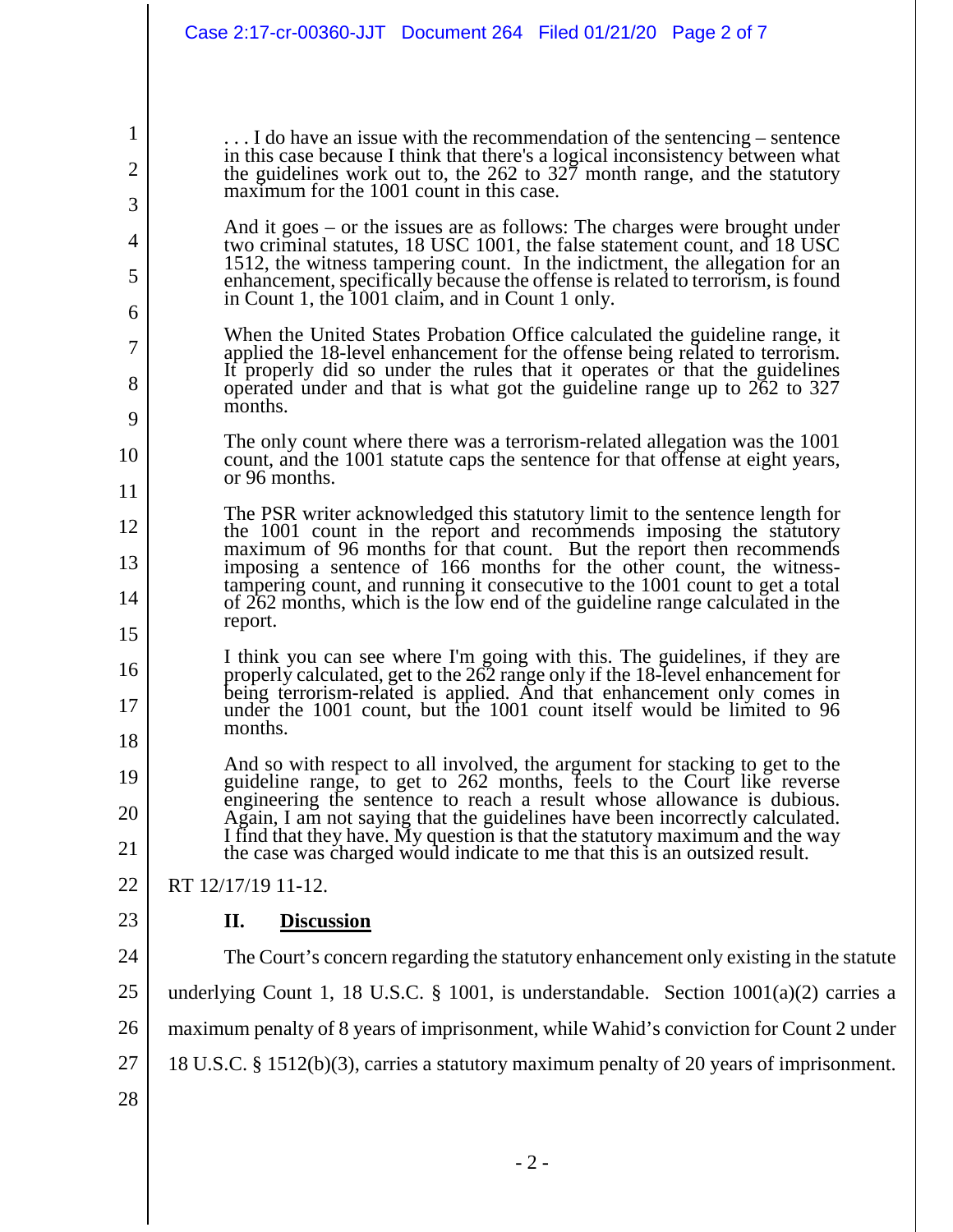> . . . I do have an issue with the recommendation of the sentencing – sentence in this case because I think that there's a logical inconsistency between what the guidelines work out to, the 262 to 327 month range, and the statutory maximum for the 1001 count in this case.
>
> And it goes – or the issues are as follows: The charges were brought under two criminal statutes, 18 USC 1001, the false statement count, and 18 USC 1512, the witness tampering count. In the indictment, the allegation for an enhancement, specifically because the offense is related to terrorism, is found in Count 1, the 1001 claim, and in Count 1 only.
>
> When the United States Probation Office calculated the guideline range, it applied the 18-level enhancement for the offense being related to terrorism. It properly did so under the rules that it operates or that the guidelines operated under and that is what got the guideline range up to 262 to 327 months.
>
> The only count where there was a terrorism-related allegation was the 1001 count, and the 1001 statute caps the sentence for that offense at eight years, or 96 months.
>
> The PSR writer acknowledged this statutory limit to the sentence length for the 1001 count in the report and recommends imposing the statutory maximum of 96 months for that count. But the report then recommends imposing a sentence of 166 months for the other count, the witness-tampering count, and running it consecutive to the 1001 count to get a total of 262 months, which is the low end of the guideline range calculated in the report.
>
> I think you can see where I'm going with this. The guidelines, if they are properly calculated, get to the 262 range only if the 18-level enhancement for being terrorism-related is applied. And that enhancement only comes in under the 1001 count, but the 1001 count itself would be limited to 96 months.
>
> And so with respect to all involved, the argument for stacking to get to the guideline range, to get to 262 months, feels to the Court like reverse engineering the sentence to reach a result whose allowance is dubious. Again, I am not saying that the guidelines have been incorrectly calculated. I find that they have. My question is that the statutory maximum and the way the case was charged would indicate to me that this is an outsized result.

RT 12/17/19 11-12.

## II. Discussion

The Court's concern regarding the statutory enhancement only existing in the statute underlying Count 1, 18 U.S.C. § 1001, is understandable. Section 1001(a)(2) carries a maximum penalty of 8 years of imprisonment, while Wahid's conviction for Count 2 under 18 U.S.C. § 1512(b)(3), carries a statutory maximum penalty of 20 years of imprisonment.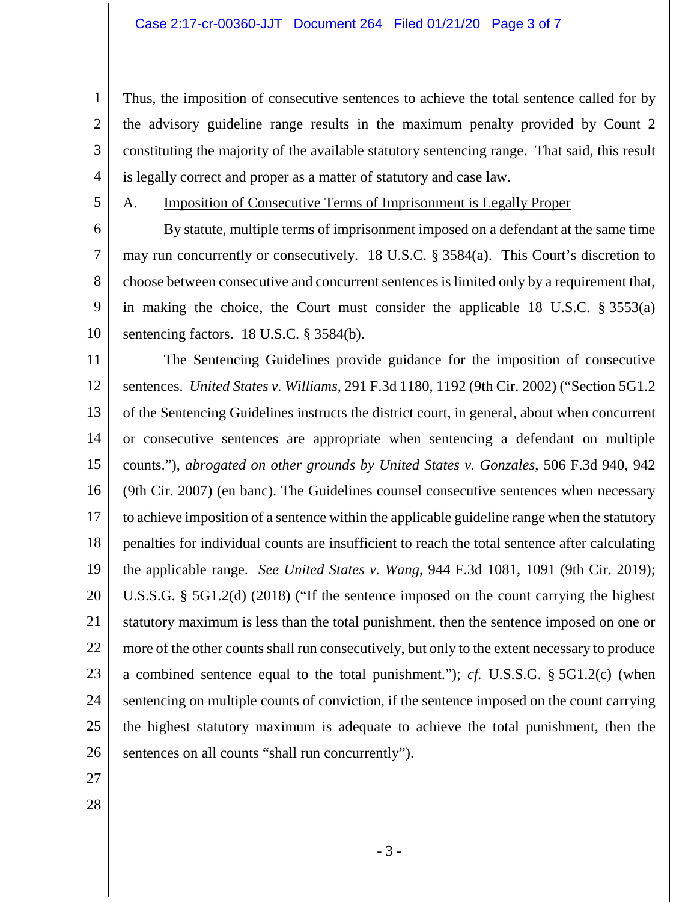Thus, the imposition of consecutive sentences to achieve the total sentence called for by the advisory guideline range results in the maximum penalty provided by Count 2 constituting the majority of the available statutory sentencing range. That said, this result is legally correct and proper as a matter of statutory and case law.

A. Imposition of Consecutive Terms of Imprisonment is Legally Proper

By statute, multiple terms of imprisonment imposed on a defendant at the same time may run concurrently or consecutively. 18 U.S.C. § 3584(a). This Court's discretion to choose between consecutive and concurrent sentences is limited only by a requirement that, in making the choice, the Court must consider the applicable 18 U.S.C. § 3553(a) sentencing factors. 18 U.S.C. § 3584(b).

The Sentencing Guidelines provide guidance for the imposition of consecutive sentences. *United States v. Williams*, 291 F.3d 1180, 1192 (9th Cir. 2002) ("Section 5G1.2 of the Sentencing Guidelines instructs the district court, in general, about when concurrent or consecutive sentences are appropriate when sentencing a defendant on multiple counts."), *abrogated on other grounds by United States v. Gonzales*, 506 F.3d 940, 942 (9th Cir. 2007) (en banc). The Guidelines counsel consecutive sentences when necessary to achieve imposition of a sentence within the applicable guideline range when the statutory penalties for individual counts are insufficient to reach the total sentence after calculating the applicable range. *See United States v. Wang*, 944 F.3d 1081, 1091 (9th Cir. 2019); U.S.S.G. § 5G1.2(d) (2018) ("If the sentence imposed on the count carrying the highest statutory maximum is less than the total punishment, then the sentence imposed on one or more of the other counts shall run consecutively, but only to the extent necessary to produce a combined sentence equal to the total punishment."); *cf.* U.S.S.G. § 5G1.2(c) (when sentencing on multiple counts of conviction, if the sentence imposed on the count carrying the highest statutory maximum is adequate to achieve the total punishment, then the sentences on all counts "shall run concurrently").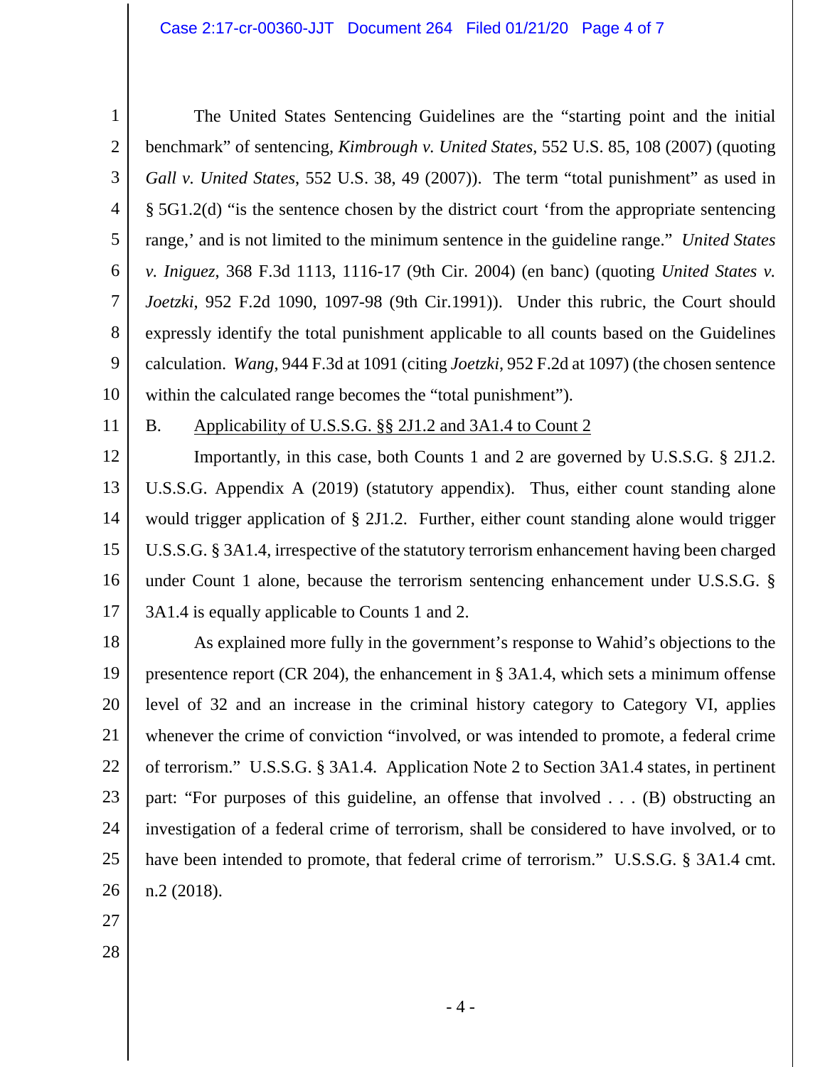The United States Sentencing Guidelines are the "starting point and the initial benchmark" of sentencing, *Kimbrough v. United States*, 552 U.S. 85, 108 (2007) (quoting *Gall v. United States*, 552 U.S. 38, 49 (2007)). The term "total punishment" as used in § 5G1.2(d) "is the sentence chosen by the district court 'from the appropriate sentencing range,' and is not limited to the minimum sentence in the guideline range." *United States v. Iniguez*, 368 F.3d 1113, 1116-17 (9th Cir. 2004) (en banc) (quoting *United States v. Joetzki*, 952 F.2d 1090, 1097-98 (9th Cir.1991)). Under this rubric, the Court should expressly identify the total punishment applicable to all counts based on the Guidelines calculation. *Wang*, 944 F.3d at 1091 (citing *Joetzki*, 952 F.2d at 1097) (the chosen sentence within the calculated range becomes the "total punishment").

B. <u>Applicability of U.S.S.G. §§ 2J1.2 and 3A1.4 to Count 2</u>

Importantly, in this case, both Counts 1 and 2 are governed by U.S.S.G. § 2J1.2. U.S.S.G. Appendix A (2019) (statutory appendix). Thus, either count standing alone would trigger application of § 2J1.2. Further, either count standing alone would trigger U.S.S.G. § 3A1.4, irrespective of the statutory terrorism enhancement having been charged under Count 1 alone, because the terrorism sentencing enhancement under U.S.S.G. § 3A1.4 is equally applicable to Counts 1 and 2.

As explained more fully in the government's response to Wahid's objections to the presentence report (CR 204), the enhancement in § 3A1.4, which sets a minimum offense level of 32 and an increase in the criminal history category to Category VI, applies whenever the crime of conviction "involved, or was intended to promote, a federal crime of terrorism." U.S.S.G. § 3A1.4. Application Note 2 to Section 3A1.4 states, in pertinent part: "For purposes of this guideline, an offense that involved . . . (B) obstructing an investigation of a federal crime of terrorism, shall be considered to have involved, or to have been intended to promote, that federal crime of terrorism." U.S.S.G. § 3A1.4 cmt. n.2 (2018).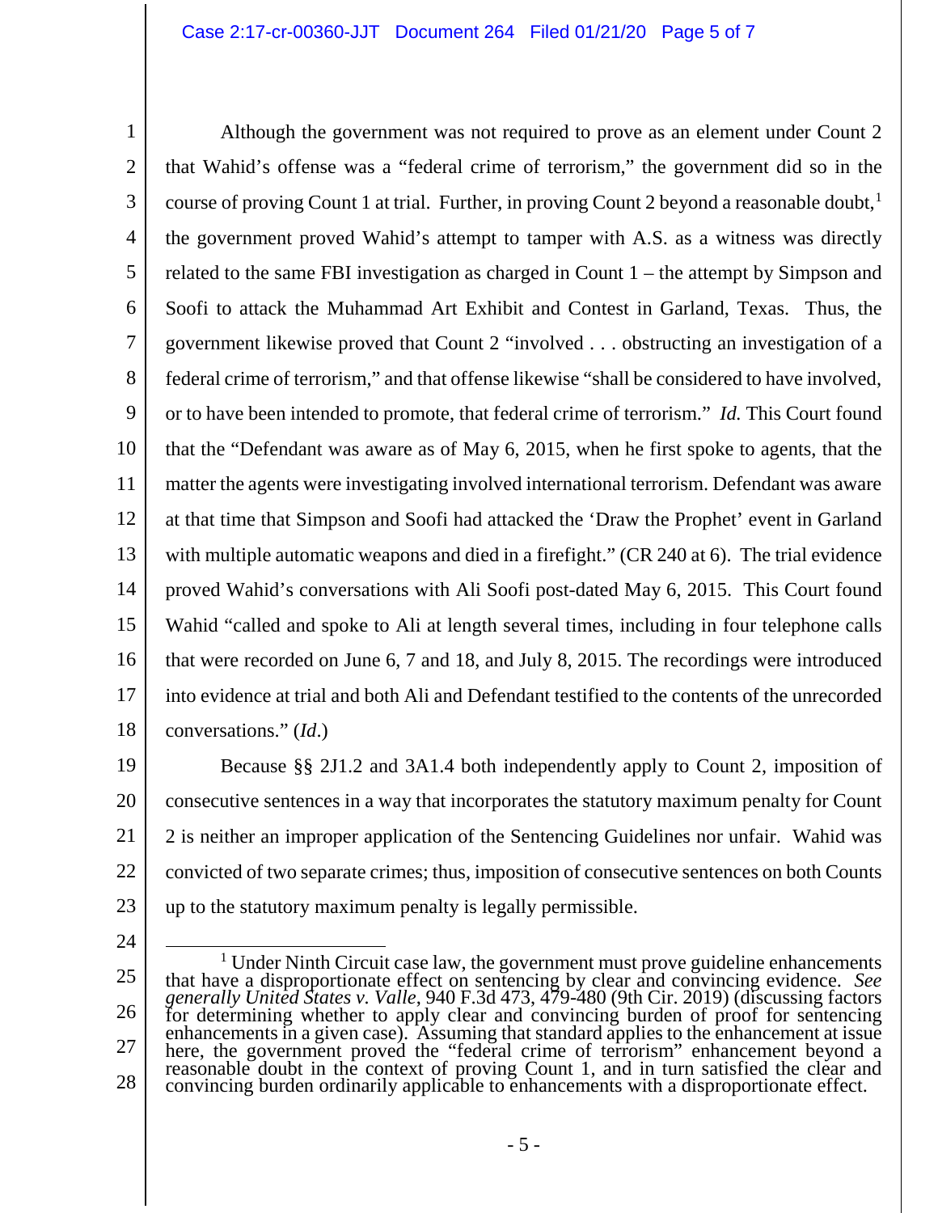Although the government was not required to prove as an element under Count 2 that Wahid's offense was a "federal crime of terrorism," the government did so in the course of proving Count 1 at trial. Further, in proving Count 2 beyond a reasonable doubt,[1] the government proved Wahid's attempt to tamper with A.S. as a witness was directly related to the same FBI investigation as charged in Count 1 – the attempt by Simpson and Soofi to attack the Muhammad Art Exhibit and Contest in Garland, Texas. Thus, the government likewise proved that Count 2 "involved . . . obstructing an investigation of a federal crime of terrorism," and that offense likewise "shall be considered to have involved, or to have been intended to promote, that federal crime of terrorism." *Id.* This Court found that the "Defendant was aware as of May 6, 2015, when he first spoke to agents, that the matter the agents were investigating involved international terrorism. Defendant was aware at that time that Simpson and Soofi had attacked the 'Draw the Prophet' event in Garland with multiple automatic weapons and died in a firefight." (CR 240 at 6). The trial evidence proved Wahid's conversations with Ali Soofi post-dated May 6, 2015. This Court found Wahid "called and spoke to Ali at length several times, including in four telephone calls that were recorded on June 6, 7 and 18, and July 8, 2015. The recordings were introduced into evidence at trial and both Ali and Defendant testified to the contents of the unrecorded conversations." (*Id*.)

Because §§ 2J1.2 and 3A1.4 both independently apply to Count 2, imposition of consecutive sentences in a way that incorporates the statutory maximum penalty for Count 2 is neither an improper application of the Sentencing Guidelines nor unfair. Wahid was convicted of two separate crimes; thus, imposition of consecutive sentences on both Counts up to the statutory maximum penalty is legally permissible.

---

[1] Under Ninth Circuit case law, the government must prove guideline enhancements that have a disproportionate effect on sentencing by clear and convincing evidence. *See generally United States v. Valle*, 940 F.3d 473, 479-480 (9th Cir. 2019) (discussing factors for determining whether to apply clear and convincing burden of proof for sentencing enhancements in a given case). Assuming that standard applies to the enhancement at issue here, the government proved the "federal crime of terrorism" enhancement beyond a reasonable doubt in the context of proving Count 1, and in turn satisfied the clear and convincing burden ordinarily applicable to enhancements with a disproportionate effect.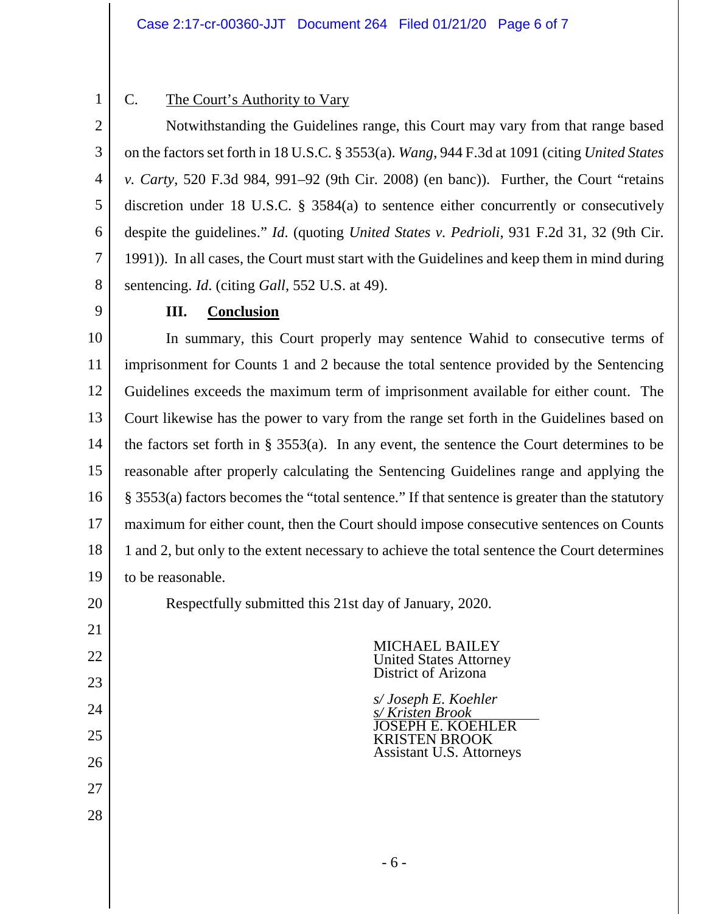C. The Court's Authority to Vary

Notwithstanding the Guidelines range, this Court may vary from that range based on the factors set forth in 18 U.S.C. § 3553(a). *Wang*, 944 F.3d at 1091 (citing *United States v. Carty*, 520 F.3d 984, 991–92 (9th Cir. 2008) (en banc)). Further, the Court "retains discretion under 18 U.S.C. § 3584(a) to sentence either concurrently or consecutively despite the guidelines." *Id*. (quoting *United States v. Pedrioli*, 931 F.2d 31, 32 (9th Cir. 1991)). In all cases, the Court must start with the Guidelines and keep them in mind during sentencing. *Id*. (citing *Gall*, 552 U.S. at 49).

## III. Conclusion

In summary, this Court properly may sentence Wahid to consecutive terms of imprisonment for Counts 1 and 2 because the total sentence provided by the Sentencing Guidelines exceeds the maximum term of imprisonment available for either count. The Court likewise has the power to vary from the range set forth in the Guidelines based on the factors set forth in § 3553(a). In any event, the sentence the Court determines to be reasonable after properly calculating the Sentencing Guidelines range and applying the § 3553(a) factors becomes the "total sentence." If that sentence is greater than the statutory maximum for either count, then the Court should impose consecutive sentences on Counts 1 and 2, but only to the extent necessary to achieve the total sentence the Court determines to be reasonable.

Respectfully submitted this 21st day of January, 2020.

MICHAEL BAILEY
United States Attorney
District of Arizona

*s/ Joseph E. Koehler*
*s/ Kristen Brook*
JOSEPH E. KOEHLER
KRISTEN BROOK
Assistant U.S. Attorneys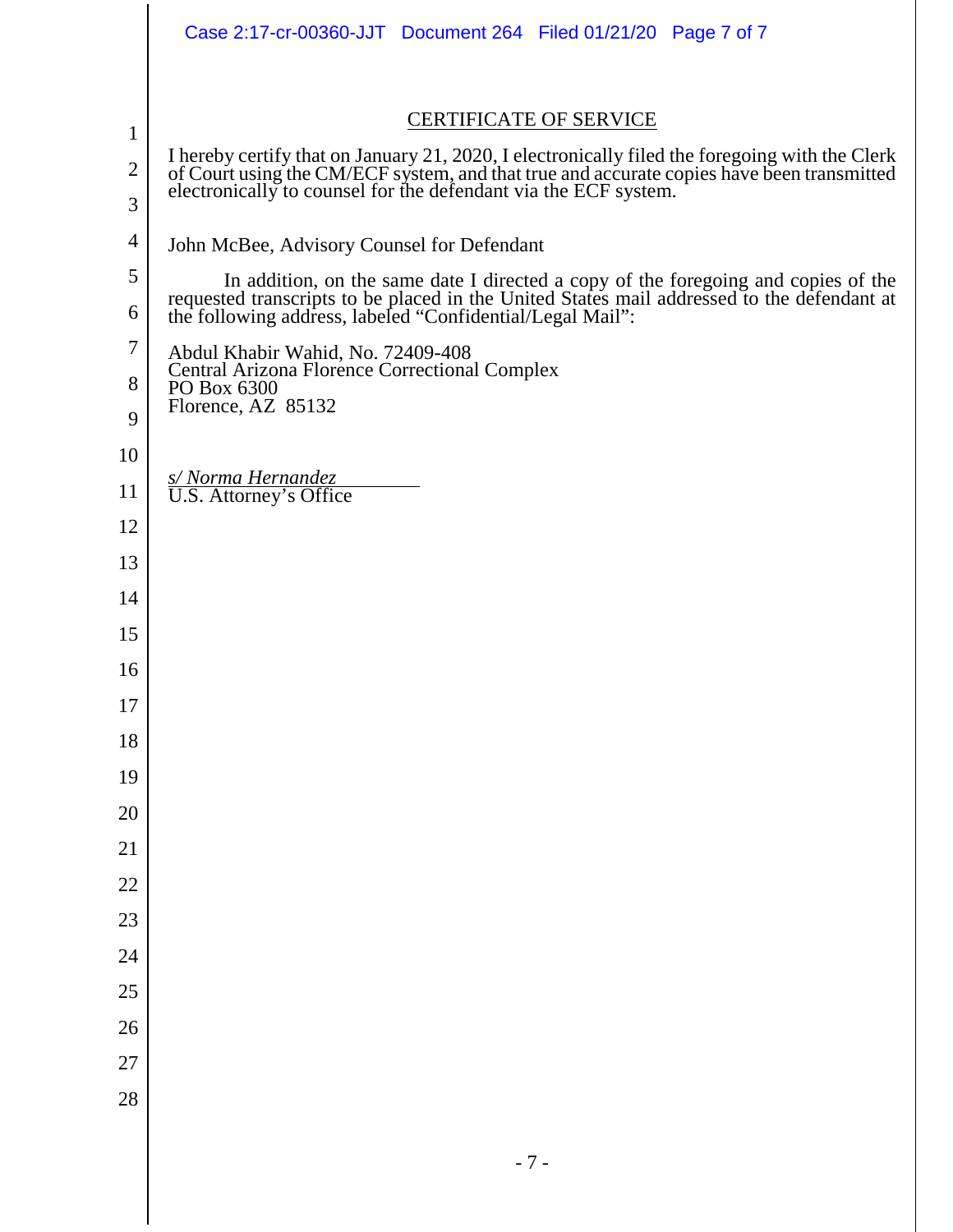## CERTIFICATE OF SERVICE

I hereby certify that on January 21, 2020, I electronically filed the foregoing with the Clerk of Court using the CM/ECF system, and that true and accurate copies have been transmitted electronically to counsel for the defendant via the ECF system.

John McBee, Advisory Counsel for Defendant

In addition, on the same date I directed a copy of the foregoing and copies of the requested transcripts to be placed in the United States mail addressed to the defendant at the following address, labeled "Confidential/Legal Mail":

Abdul Khabir Wahid, No. 72409-408
Central Arizona Florence Correctional Complex
PO Box 6300
Florence, AZ 85132

*s/ Norma Hernandez*
U.S. Attorney's Office